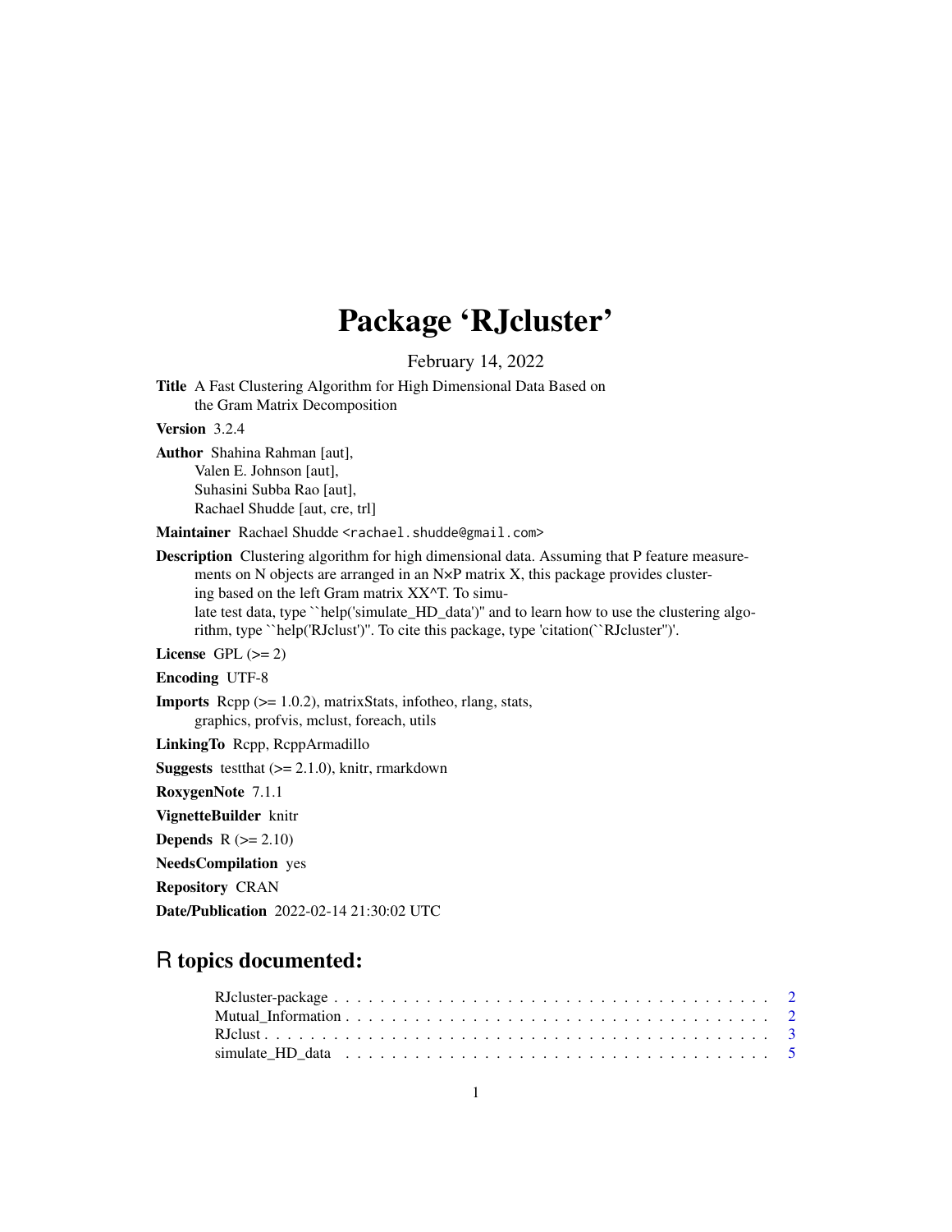# Package 'RJcluster'

February 14, 2022

**Title** A Fast Clustering Algorithm for High Dimensional Data Based on the Gram Matrix Decomposition

**Version** 3.2.4

**Author** Shahina Rahman [aut], Valen E. Johnson [aut], Suhasini Subba Rao [aut], Rachael Shudde [aut, cre, trl]

**Maintainer** Rachael Shudde <rachael.shudde@gmail.com>

**Description** Clustering algorithm for high dimensional data. Assuming that P feature measurements on N objects are arranged in an N×P matrix X, this package provides clustering based on the left Gram matrix XX^T. To simulate test data, type ``help('simulate_HD_data')'' and to learn how to use the clustering algorithm, type ``help('RJclust')''. To cite this package, type 'citation(``RJcluster'')'.

**License** GPL (>= 2)

**Encoding** UTF-8

**Imports** Rcpp (>= 1.0.2), matrixStats, infotheo, rlang, stats, graphics, profvis, mclust, foreach, utils

**LinkingTo** Rcpp, RcppArmadillo

**Suggests** testthat (>= 2.1.0), knitr, rmarkdown

**RoxygenNote** 7.1.1

**VignetteBuilder** knitr

**Depends** R (>= 2.10)

**NeedsCompilation** yes

**Repository** CRAN

**Date/Publication** 2022-02-14 21:30:02 UTC

## R topics documented:

- RJcluster-package . . . . . . . . . . 2
- Mutual_Information . . . . . . . . . . 2
- RJclust . . . . . . . . . . 3
- simulate_HD_data . . . . . . . . . . 5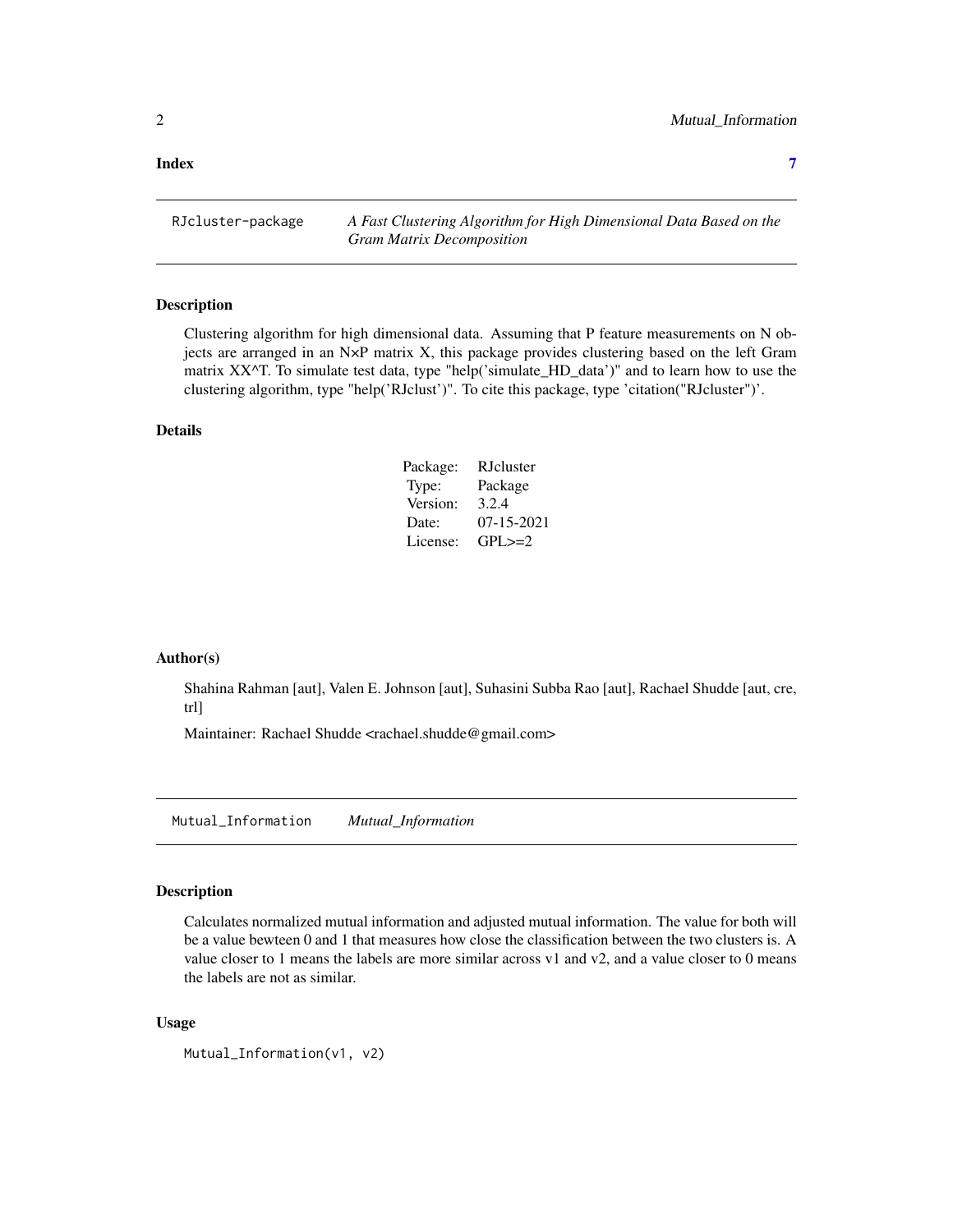**Index** **7**

---

RJcluster-package *A Fast Clustering Algorithm for High Dimensional Data Based on the Gram Matrix Decomposition*

---

### Description

Clustering algorithm for high dimensional data. Assuming that P feature measurements on N objects are arranged in an N×P matrix X, this package provides clustering based on the left Gram matrix XX^T. To simulate test data, type "help('simulate_HD_data')" and to learn how to use the clustering algorithm, type "help('RJclust')". To cite this package, type 'citation("RJcluster")'.

### Details

| | |
|---|---|
| Package: | RJcluster |
| Type: | Package |
| Version: | 3.2.4 |
| Date: | 07-15-2021 |
| License: | GPL>=2 |

### Author(s)

Shahina Rahman [aut], Valen E. Johnson [aut], Suhasini Subba Rao [aut], Rachael Shudde [aut, cre, trl]

Maintainer: Rachael Shudde <rachael.shudde@gmail.com>

---

Mutual_Information *Mutual_Information*

---

### Description

Calculates normalized mutual information and adjusted mutual information. The value for both will be a value bewteen 0 and 1 that measures how close the classification between the two clusters is. A value closer to 1 means the labels are more similar across v1 and v2, and a value closer to 0 means the labels are not as similar.

### Usage

```
Mutual_Information(v1, v2)
```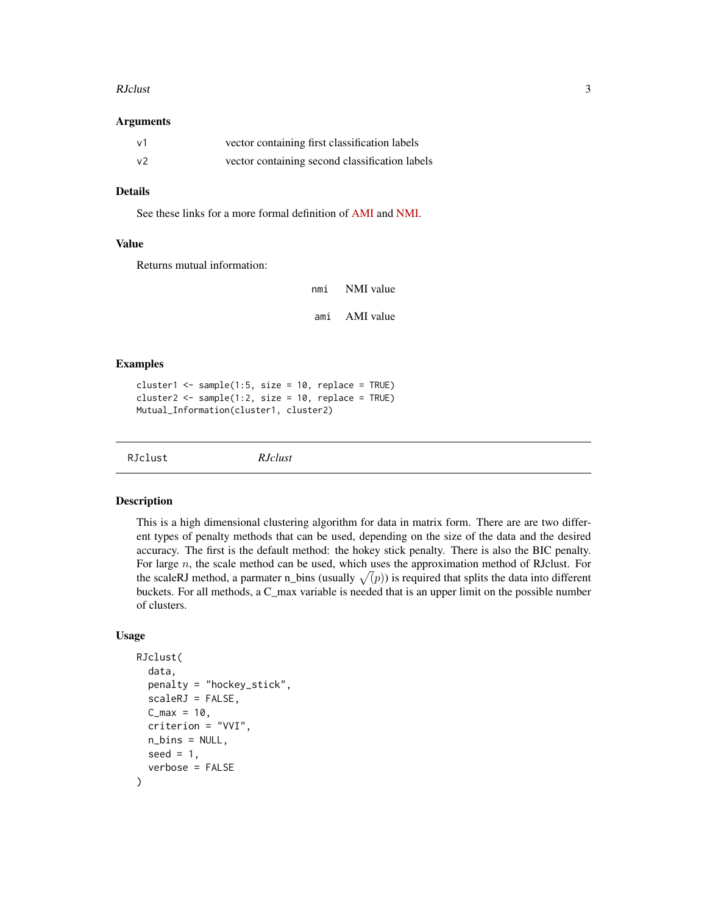### Arguments

| | |
|---|---|
| v1 | vector containing first classification labels |
| v2 | vector containing second classification labels |

### Details

See these links for a more formal definition of AMI and NMI.

### Value

Returns mutual information:

| | |
|---|---|
| nmi | NMI value |
| ami | AMI value |

### Examples

```
cluster1 <- sample(1:5, size = 10, replace = TRUE)
cluster2 <- sample(1:2, size = 10, replace = TRUE)
Mutual_Information(cluster1, cluster2)
```

---

## RJclust — *RJclust*

---

### Description

This is a high dimensional clustering algorithm for data in matrix form. There are are two different types of penalty methods that can be used, depending on the size of the data and the desired accuracy. The first is the default method: the hokey stick penalty. There is also the BIC penalty. For large $n$, the scale method can be used, which uses the approximation method of RJclust. For the scaleRJ method, a parmater n_bins (usually $\sqrt(p)$) is required that splits the data into different buckets. For all methods, a C_max variable is needed that is an upper limit on the possible number of clusters.

### Usage

```
RJclust(
  data,
  penalty = "hockey_stick",
  scaleRJ = FALSE,
  C_max = 10,
  criterion = "VVI",
  n_bins = NULL,
  seed = 1,
  verbose = FALSE
)
```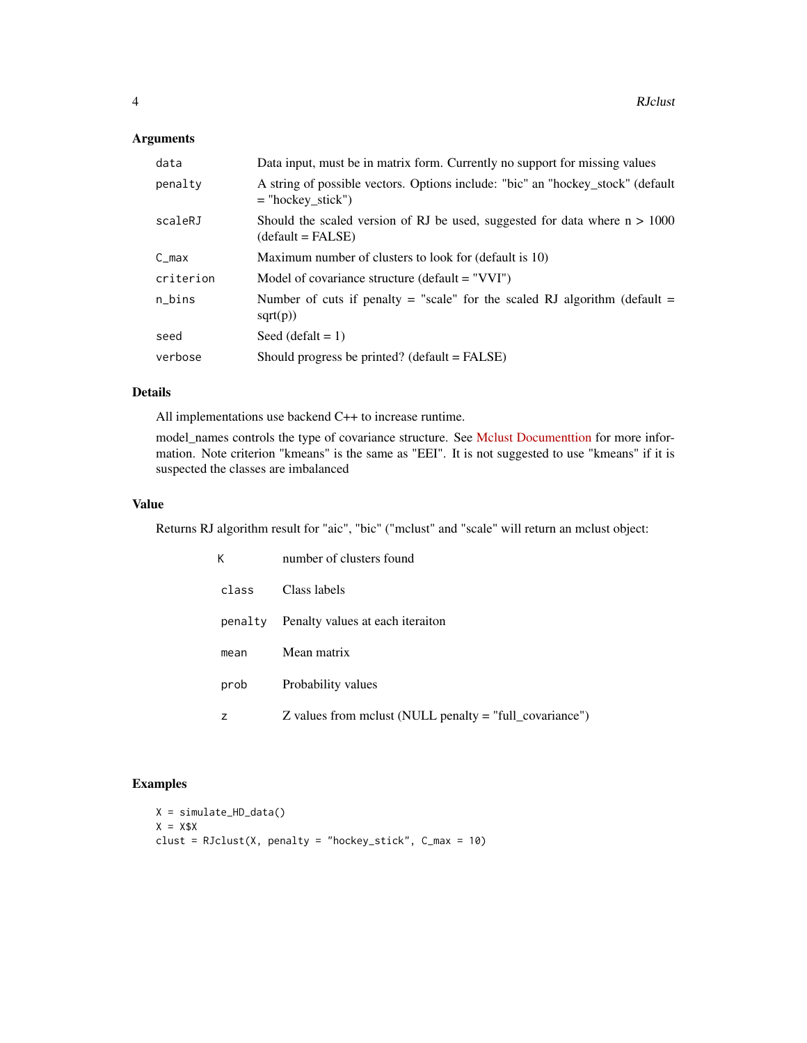### Arguments

| | |
|---|---|
| `data` | Data input, must be in matrix form. Currently no support for missing values |
| `penalty` | A string of possible vectors. Options include: "bic" an "hockey_stock" (default = "hockey_stick") |
| `scaleRJ` | Should the scaled version of RJ be used, suggested for data where n > 1000 (default = FALSE) |
| `C_max` | Maximum number of clusters to look for (default is 10) |
| `criterion` | Model of covariance structure (default = "VVI") |
| `n_bins` | Number of cuts if penalty = "scale" for the scaled RJ algorithm (default = sqrt(p)) |
| `seed` | Seed (defalt = 1) |
| `verbose` | Should progress be printed? (default = FALSE) |

### Details

All implementations use backend C++ to increase runtime.

model_names controls the type of covariance structure. See Mclust Documenttion for more information. Note criterion "kmeans" is the same as "EEI". It is not suggested to use "kmeans" if it is suspected the classes are imbalanced

### Value

Returns RJ algorithm result for "aic", "bic" ("mclust" and "scale" will return an mclust object:

| | |
|---|---|
| `K` | number of clusters found |
| `class` | Class labels |
| `penalty` | Penalty values at each iteraiton |
| `mean` | Mean matrix |
| `prob` | Probability values |
| `z` | Z values from mclust (NULL penalty = "full_covariance") |

### Examples

```
X = simulate_HD_data()
X = X$X
clust = RJclust(X, penalty = "hockey_stick", C_max = 10)
```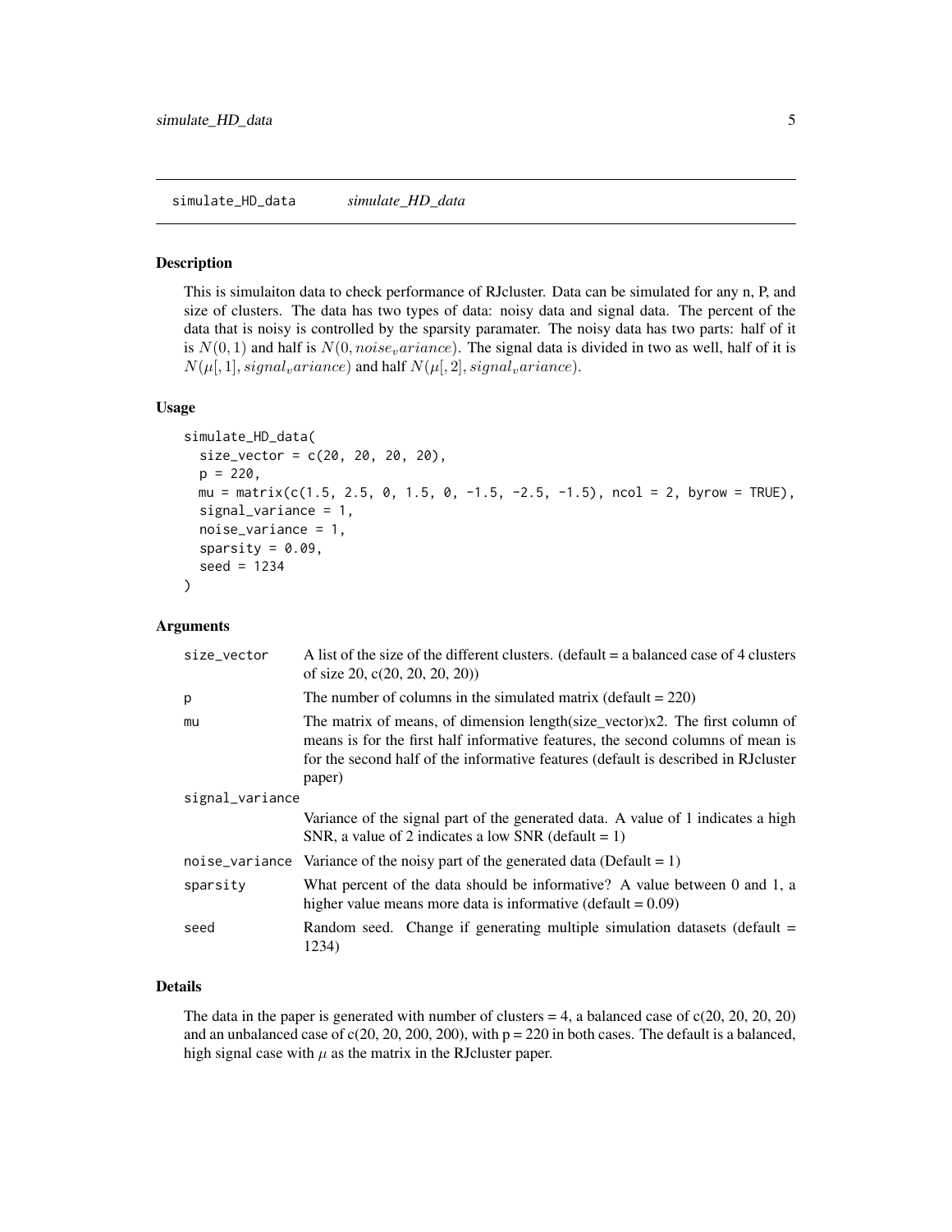simulate_HD_data *simulate_HD_data*

## Description

This is simulaiton data to check performance of RJcluster. Data can be simulated for any n, P, and size of clusters. The data has two types of data: noisy data and signal data. The percent of the data that is noisy is controlled by the sparsity paramater. The noisy data has two parts: half of it is $N(0, 1)$ and half is $N(0, noise_variance)$. The signal data is divided in two as well, half of it is $N(\mu[, 1], signal_variance)$ and half $N(\mu[, 2], signal_variance)$.

## Usage

```
simulate_HD_data(
  size_vector = c(20, 20, 20, 20),
  p = 220,
  mu = matrix(c(1.5, 2.5, 0, 1.5, 0, -1.5, -2.5, -1.5), ncol = 2, byrow = TRUE),
  signal_variance = 1,
  noise_variance = 1,
  sparsity = 0.09,
  seed = 1234
)
```

## Arguments

| Argument | Description |
|---|---|
| size_vector | A list of the size of the different clusters. (default = a balanced case of 4 clusters of size 20, c(20, 20, 20, 20)) |
| p | The number of columns in the simulated matrix (default = 220) |
| mu | The matrix of means, of dimension length(size_vector)x2. The first column of means is for the first half informative features, the second columns of mean is for the second half of the informative features (default is described in RJcluster paper) |
| signal_variance | Variance of the signal part of the generated data. A value of 1 indicates a high SNR, a value of 2 indicates a low SNR (default = 1) |
| noise_variance | Variance of the noisy part of the generated data (Default = 1) |
| sparsity | What percent of the data should be informative? A value between 0 and 1, a higher value means more data is informative (default = 0.09) |
| seed | Random seed. Change if generating multiple simulation datasets (default = 1234) |

## Details

The data in the paper is generated with number of clusters = 4, a balanced case of c(20, 20, 20, 20) and an unbalanced case of c(20, 20, 200, 200), with p = 220 in both cases. The default is a balanced, high signal case with $\mu$ as the matrix in the RJcluster paper.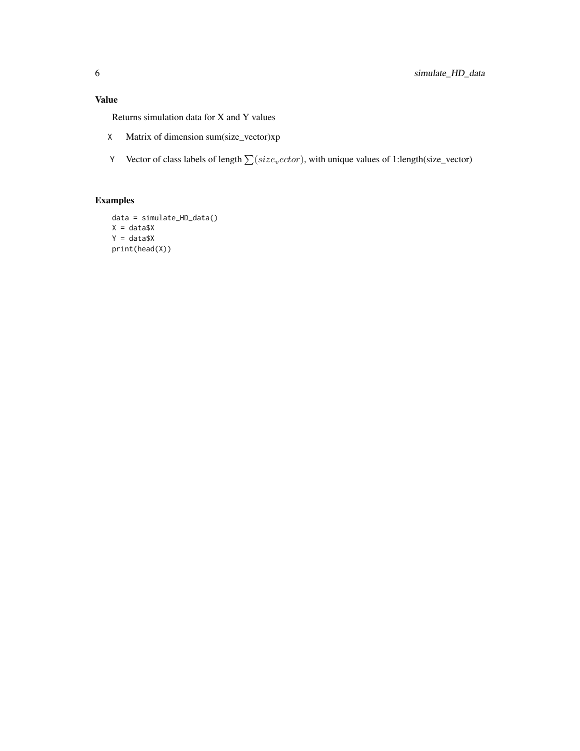## Value

Returns simulation data for X and Y values

- `X` Matrix of dimension sum(size_vector)xp
- `Y` Vector of class labels of length $\sum(size_vector)$, with unique values of 1:length(size_vector)

## Examples

```
data = simulate_HD_data()
X = data$X
Y = data$X
print(head(X))
```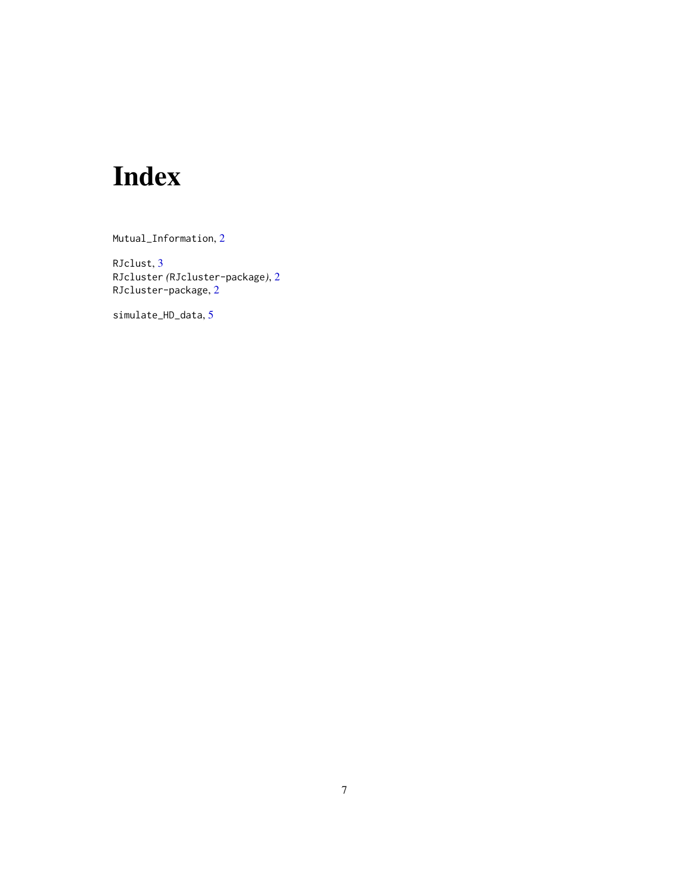# Index

Mutual_Information, 2

RJclust, 3
RJcluster (RJcluster-package), 2
RJcluster-package, 2

simulate_HD_data, 5